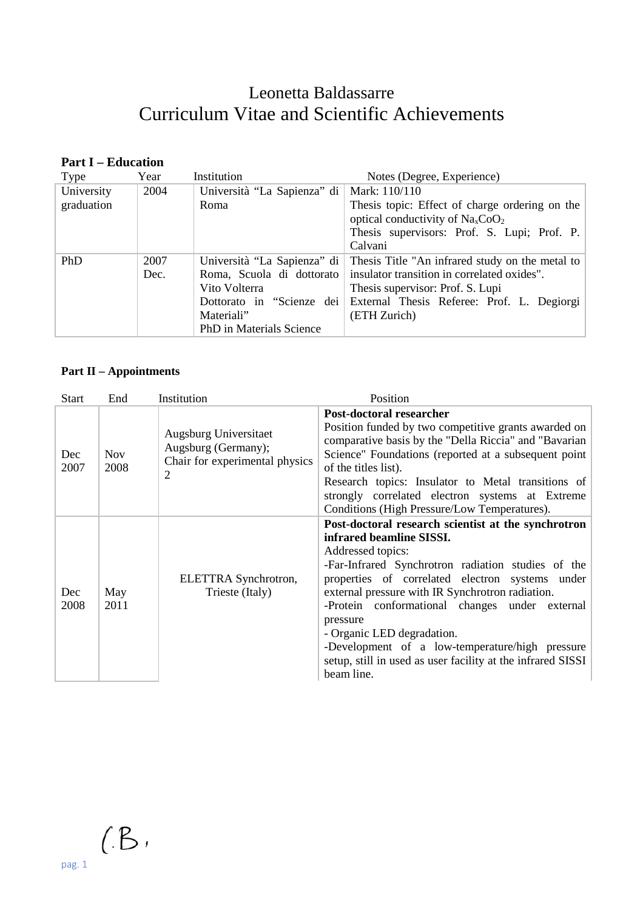# Leonetta Baldassarre
# Curriculum Vitae and Scientific Achievements

## Part I – Education

| Type | Year | Institution | Notes (Degree, Experience) |
|---|---|---|---|
| University graduation | 2004 | Università "La Sapienza" di Roma | Mark: 110/110<br>Thesis topic: Effect of charge ordering on the optical conductivity of $Na_xCoO_2$<br>Thesis supervisors: Prof. S. Lupi; Prof. P. Calvani |
| PhD | 2007 Dec. | Università "La Sapienza" di Roma, Scuola di dottorato Vito Volterra<br>Dottorato in "Scienze dei Materiali"<br>PhD in Materials Science | Thesis Title "An infrared study on the metal to insulator transition in correlated oxides".<br>Thesis supervisor: Prof. S. Lupi<br>External Thesis Referee: Prof. L. Degiorgi (ETH Zurich) |

## Part II – Appointments

| Start | End | Institution | Position |
|---|---|---|---|
| Dec 2007 | Nov 2008 | Augsburg Universitaet Augsburg (Germany); Chair for experimental physics 2 | **Post-doctoral researcher**<br>Position funded by two competitive grants awarded on comparative basis by the "Della Riccia" and "Bavarian Science" Foundations (reported at a subsequent point of the titles list).<br>Research topics: Insulator to Metal transitions of strongly correlated electron systems at Extreme Conditions (High Pressure/Low Temperatures). |
| Dec 2008 | May 2011 | ELETTRA Synchrotron, Trieste (Italy) | **Post-doctoral research scientist at the synchrotron infrared beamline SISSI.**<br>Addressed topics:<br>-Far-Infrared Synchrotron radiation studies of the properties of correlated electron systems under external pressure with IR Synchrotron radiation.<br>-Protein conformational changes under external pressure<br>- Organic LED degradation.<br>-Development of a low-temperature/high pressure setup, still in used as user facility at the infrared SISSI beam line. |

(.B.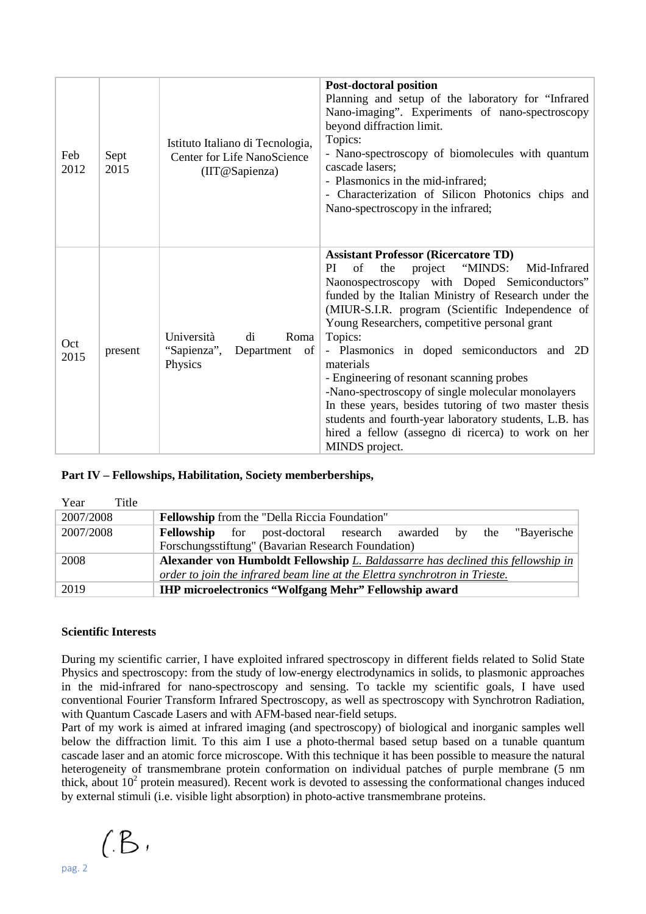| | | | |
|---|---|---|---|
| Feb 2012 | Sept 2015 | Istituto Italiano di Tecnologia, Center for Life NanoScience (IIT@Sapienza) | **Post-doctoral position**<br>Planning and setup of the laboratory for "Infrared Nano-imaging". Experiments of nano-spectroscopy beyond diffraction limit.<br>Topics:<br>- Nano-spectroscopy of biomolecules with quantum cascade lasers;<br>- Plasmonics in the mid-infrared;<br>- Characterization of Silicon Photonics chips and Nano-spectroscopy in the infrared; |
| Oct 2015 | present | Università di Roma "Sapienza", Department of Physics | **Assistant Professor (Ricercatore TD)**<br>PI of the project "MINDS: Mid-Infrared Naonospectroscopy with Doped Semiconductors" funded by the Italian Ministry of Research under the (MIUR-S.I.R. program (Scientific Independence of Young Researchers, competitive personal grant<br>Topics:<br>- Plasmonics in doped semiconductors and 2D materials<br>- Engineering of resonant scanning probes<br>-Nano-spectroscopy of single molecular monolayers<br>In these years, besides tutoring of two master thesis students and fourth-year laboratory students, L.B. has hired a fellow (assegno di ricerca) to work on her MINDS project. |

**Part IV – Fellowships, Habilitation, Society memberberships,**

| Year | Title |
|---|---|
| 2007/2008 | **Fellowship** from the "Della Riccia Foundation" |
| 2007/2008 | **Fellowship** for post-doctoral research awarded by the "Bayerische Forschungsstiftung" (Bavarian Research Foundation) |
| 2008 | **Alexander von Humboldt Fellowship** *L. Baldassarre has declined this fellowship in order to join the infrared beam line at the Elettra synchrotron in Trieste.* |
| 2019 | **IHP microelectronics "Wolfgang Mehr" Fellowship award** |

**Scientific Interests**

During my scientific carrier, I have exploited infrared spectroscopy in different fields related to Solid State Physics and spectroscopy: from the study of low-energy electrodynamics in solids, to plasmonic approaches in the mid-infrared for nano-spectroscopy and sensing. To tackle my scientific goals, I have used conventional Fourier Transform Infrared Spectroscopy, as well as spectroscopy with Synchrotron Radiation, with Quantum Cascade Lasers and with AFM-based near-field setups.

Part of my work is aimed at infrared imaging (and spectroscopy) of biological and inorganic samples well below the diffraction limit. To this aim I use a photo-thermal based setup based on a tunable quantum cascade laser and an atomic force microscope. With this technique it has been possible to measure the natural heterogeneity of transmembrane protein conformation on individual patches of purple membrane (5 nm thick, about $10^2$ protein measured). Recent work is devoted to assessing the conformational changes induced by external stimuli (i.e. visible light absorption) in photo-active transmembrane proteins.

C.B.